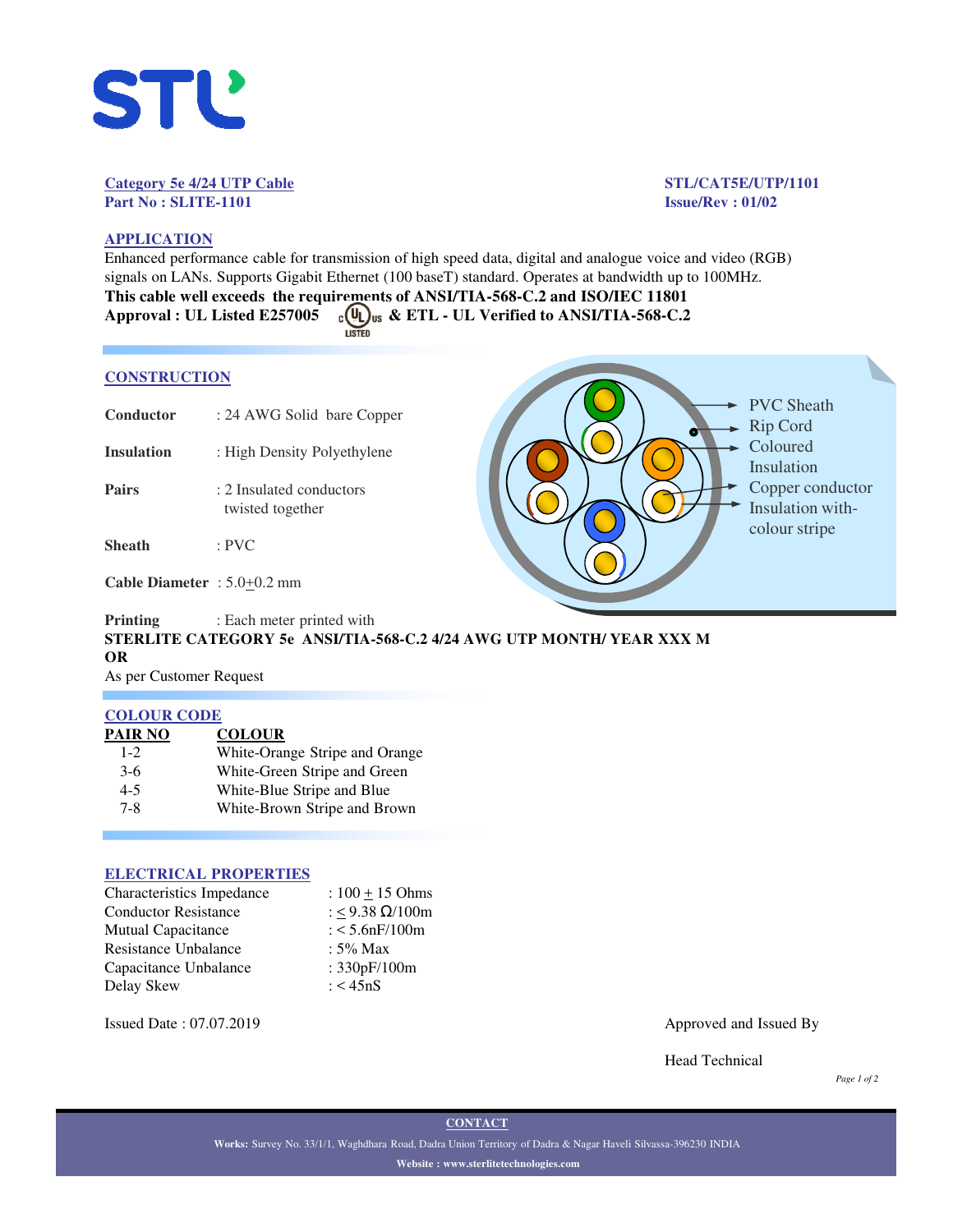STL

**Category 5e 4/24 UTP Cable**
**Part No : SLITE-1101**

**STL/CAT5E/UTP/1101**
**Issue/Rev : 01/02**

## APPLICATION

Enhanced performance cable for transmission of high speed data, digital and analogue voice and video (RGB) signals on LANs. Supports Gigabit Ethernet (100 baseT) standard. Operates at bandwidth up to 100MHz.

**This cable well exceeds the requirements of ANSI/TIA-568-C.2 and ISO/IEC 11801**

**Approval : UL Listed E257005 c UL us LISTED & ETL - UL Verified to ANSI/TIA-568-C.2**

## CONSTRUCTION

| | |
|---|---|
| **Conductor** | : 24 AWG Solid bare Copper |
| **Insulation** | : High Density Polyethylene |
| **Pairs** | : 2 Insulated conductors twisted together |
| **Sheath** | : PVC |
| **Cable Diameter** | : 5.0±0.2 mm |

PVC Sheath
Rip Cord
Coloured Insulation
Copper conductor
Insulation with-colour stripe

**Printing** : Each meter printed with

**STERLITE CATEGORY 5e ANSI/TIA-568-C.2 4/24 AWG UTP MONTH/ YEAR XXX M**

**OR**

As per Customer Request

## COLOUR CODE

| PAIR NO | COLOUR |
|---|---|
| 1-2 | White-Orange Stripe and Orange |
| 3-6 | White-Green Stripe and Green |
| 4-5 | White-Blue Stripe and Blue |
| 7-8 | White-Brown Stripe and Brown |

## ELECTRICAL PROPERTIES

| | |
|---|---|
| Characteristics Impedance | : 100 ± 15 Ohms |
| Conductor Resistance | : ≤ 9.38 Ω/100m |
| Mutual Capacitance | : < 5.6nF/100m |
| Resistance Unbalance | : 5% Max |
| Capacitance Unbalance | : 330pF/100m |
| Delay Skew | : < 45nS |

Issued Date : 07.07.2019

Approved and Issued By

Head Technical

**CONTACT**

**Works:** Survey No. 33/1/1, Waghdhara Road, Dadra Union Territory of Dadra & Nagar Haveli Silvassa-396230 INDIA

**Website : www.sterlitetechnologies.com**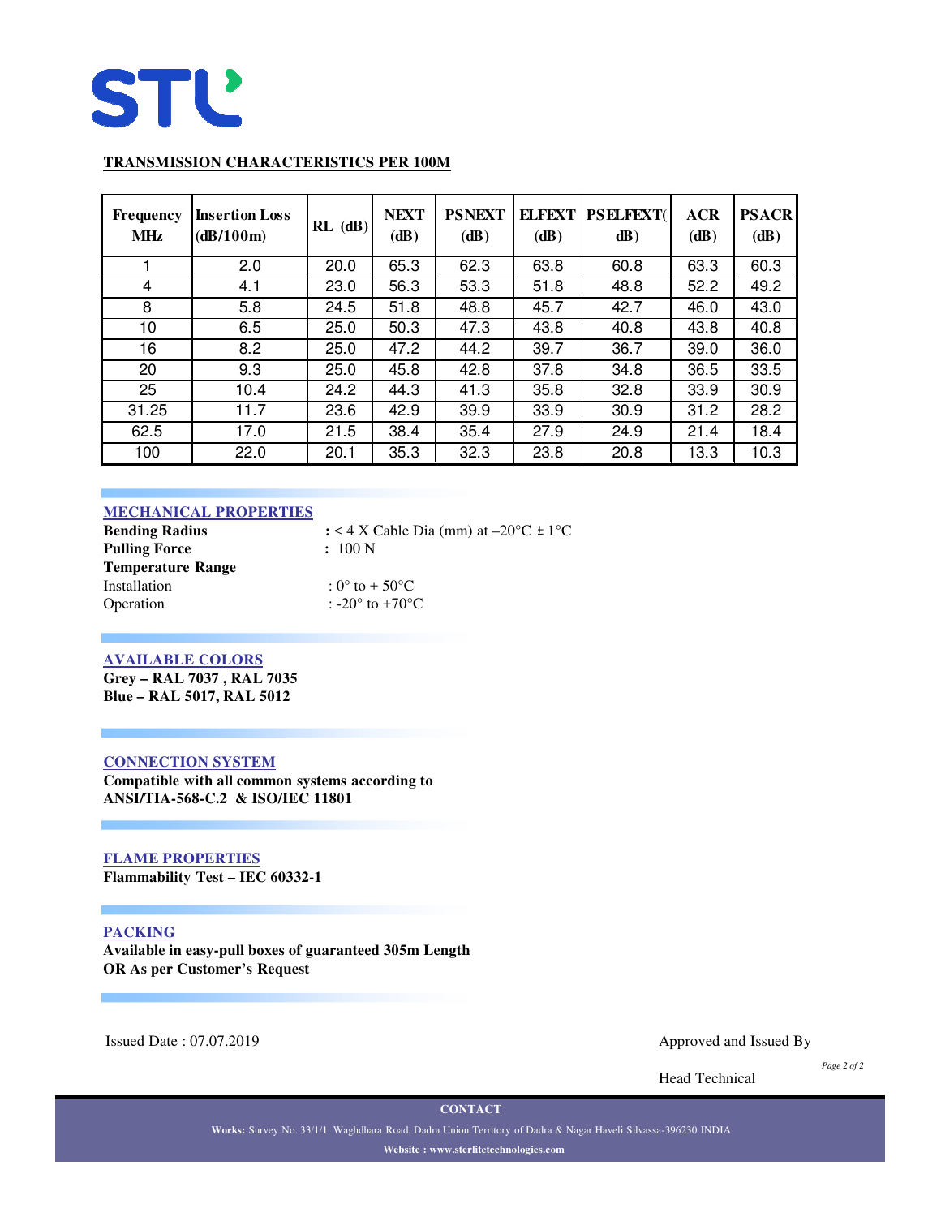STL

**TRANSMISSION CHARACTERISTICS PER 100M**

| Frequency MHz | Insertion Loss (dB/100m) | RL (dB) | NEXT (dB) | PSNEXT (dB) | ELFEXT (dB) | PSELFEXT(dB) | ACR (dB) | PSACR (dB) |
|---|---|---|---|---|---|---|---|---|
| 1 | 2.0 | 20.0 | 65.3 | 62.3 | 63.8 | 60.8 | 63.3 | 60.3 |
| 4 | 4.1 | 23.0 | 56.3 | 53.3 | 51.8 | 48.8 | 52.2 | 49.2 |
| 8 | 5.8 | 24.5 | 51.8 | 48.8 | 45.7 | 42.7 | 46.0 | 43.0 |
| 10 | 6.5 | 25.0 | 50.3 | 47.3 | 43.8 | 40.8 | 43.8 | 40.8 |
| 16 | 8.2 | 25.0 | 47.2 | 44.2 | 39.7 | 36.7 | 39.0 | 36.0 |
| 20 | 9.3 | 25.0 | 45.8 | 42.8 | 37.8 | 34.8 | 36.5 | 33.5 |
| 25 | 10.4 | 24.2 | 44.3 | 41.3 | 35.8 | 32.8 | 33.9 | 30.9 |
| 31.25 | 11.7 | 23.6 | 42.9 | 39.9 | 33.9 | 30.9 | 31.2 | 28.2 |
| 62.5 | 17.0 | 21.5 | 38.4 | 35.4 | 27.9 | 24.9 | 21.4 | 18.4 |
| 100 | 22.0 | 20.1 | 35.3 | 32.3 | 23.8 | 20.8 | 13.3 | 10.3 |

## MECHANICAL PROPERTIES

**Bending Radius** : < 4 X Cable Dia (mm) at –20°C ± 1°C
**Pulling Force** : 100 N
**Temperature Range**
Installation : 0° to + 50°C
Operation : -20° to +70°C

## AVAILABLE COLORS

**Grey – RAL 7037 , RAL 7035**
**Blue – RAL 5017, RAL 5012**

## CONNECTION SYSTEM

**Compatible with all common systems according to ANSI/TIA-568-C.2 & ISO/IEC 11801**

## FLAME PROPERTIES

**Flammability Test – IEC 60332-1**

## PACKING

**Available in easy-pull boxes of guaranteed 305m Length OR As per Customer's Request**

Issued Date : 07.07.2019

Approved and Issued By

Head Technical

**CONTACT**

**Works:** Survey No. 33/1/1, Waghdhara Road, Dadra Union Territory of Dadra & Nagar Haveli Silvassa-396230 INDIA

**Website : www.sterlitetechnologies.com**